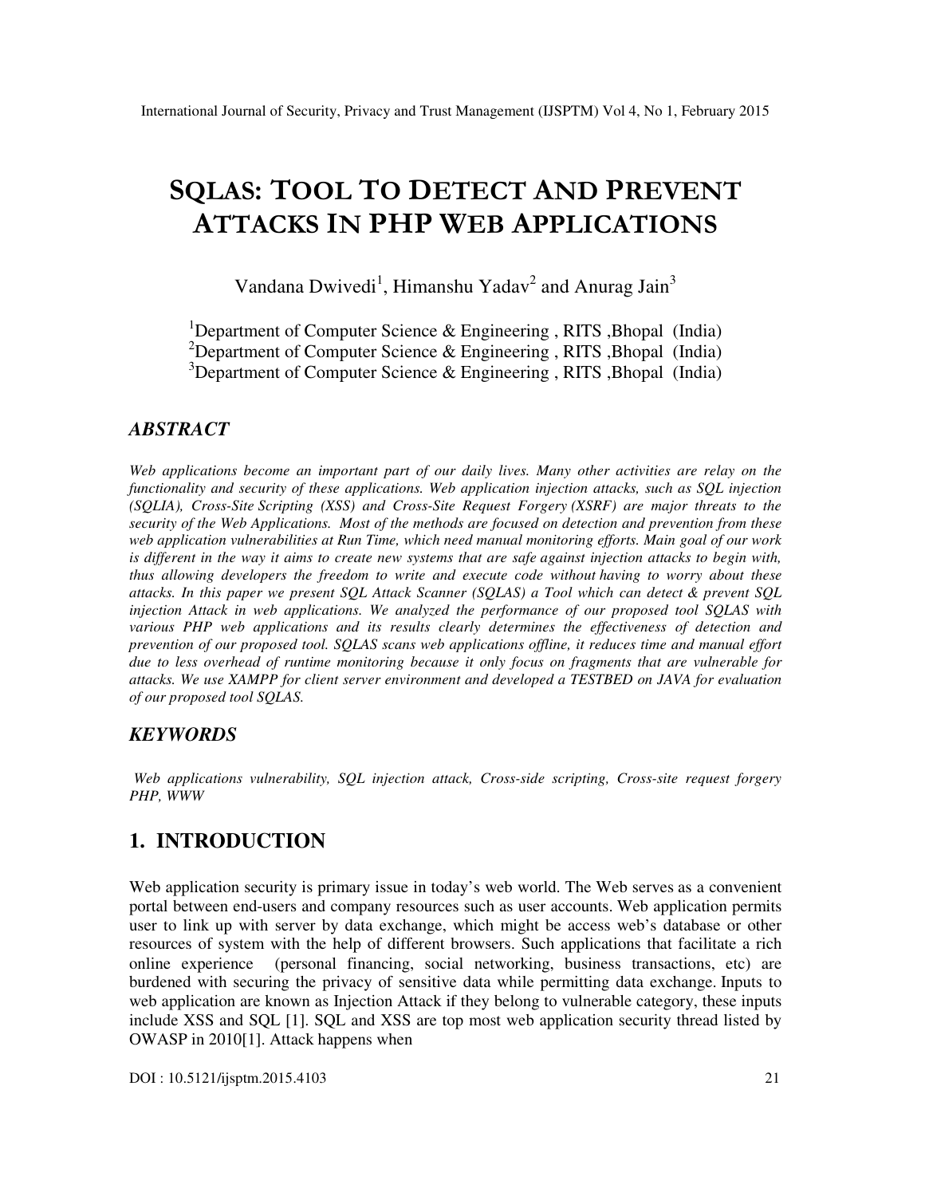# SQLAS: TOOL TO DETECT AND PREVENT ATTACKS IN PHP WEB APPLICATIONS

Vandana Dwivedi[1], Himanshu Yadav[2] and Anurag Jain[3]

[1]Department of Computer Science & Engineering , RITS ,Bhopal (India)
[2]Department of Computer Science & Engineering , RITS ,Bhopal (India)
[3]Department of Computer Science & Engineering , RITS ,Bhopal (India)

## *ABSTRACT*

*Web applications become an important part of our daily lives. Many other activities are relay on the functionality and security of these applications. Web application injection attacks, such as SQL injection (SQLIA), Cross-Site Scripting (XSS) and Cross-Site Request Forgery (XSRF) are major threats to the security of the Web Applications. Most of the methods are focused on detection and prevention from these web application vulnerabilities at Run Time, which need manual monitoring efforts. Main goal of our work is different in the way it aims to create new systems that are safe against injection attacks to begin with, thus allowing developers the freedom to write and execute code without having to worry about these attacks. In this paper we present SQL Attack Scanner (SQLAS) a Tool which can detect & prevent SQL injection Attack in web applications. We analyzed the performance of our proposed tool SQLAS with various PHP web applications and its results clearly determines the effectiveness of detection and prevention of our proposed tool. SQLAS scans web applications offline, it reduces time and manual effort due to less overhead of runtime monitoring because it only focus on fragments that are vulnerable for attacks. We use XAMPP for client server environment and developed a TESTBED on JAVA for evaluation of our proposed tool SQLAS.*

## *KEYWORDS*

*Web applications vulnerability, SQL injection attack, Cross-side scripting, Cross-site request forgery PHP, WWW*

## 1. INTRODUCTION

Web application security is primary issue in today's web world. The Web serves as a convenient portal between end-users and company resources such as user accounts. Web application permits user to link up with server by data exchange, which might be access web's database or other resources of system with the help of different browsers. Such applications that facilitate a rich online experience (personal financing, social networking, business transactions, etc) are burdened with securing the privacy of sensitive data while permitting data exchange. Inputs to web application are known as Injection Attack if they belong to vulnerable category, these inputs include XSS and SQL [1]. SQL and XSS are top most web application security thread listed by OWASP in 2010[1]. Attack happens when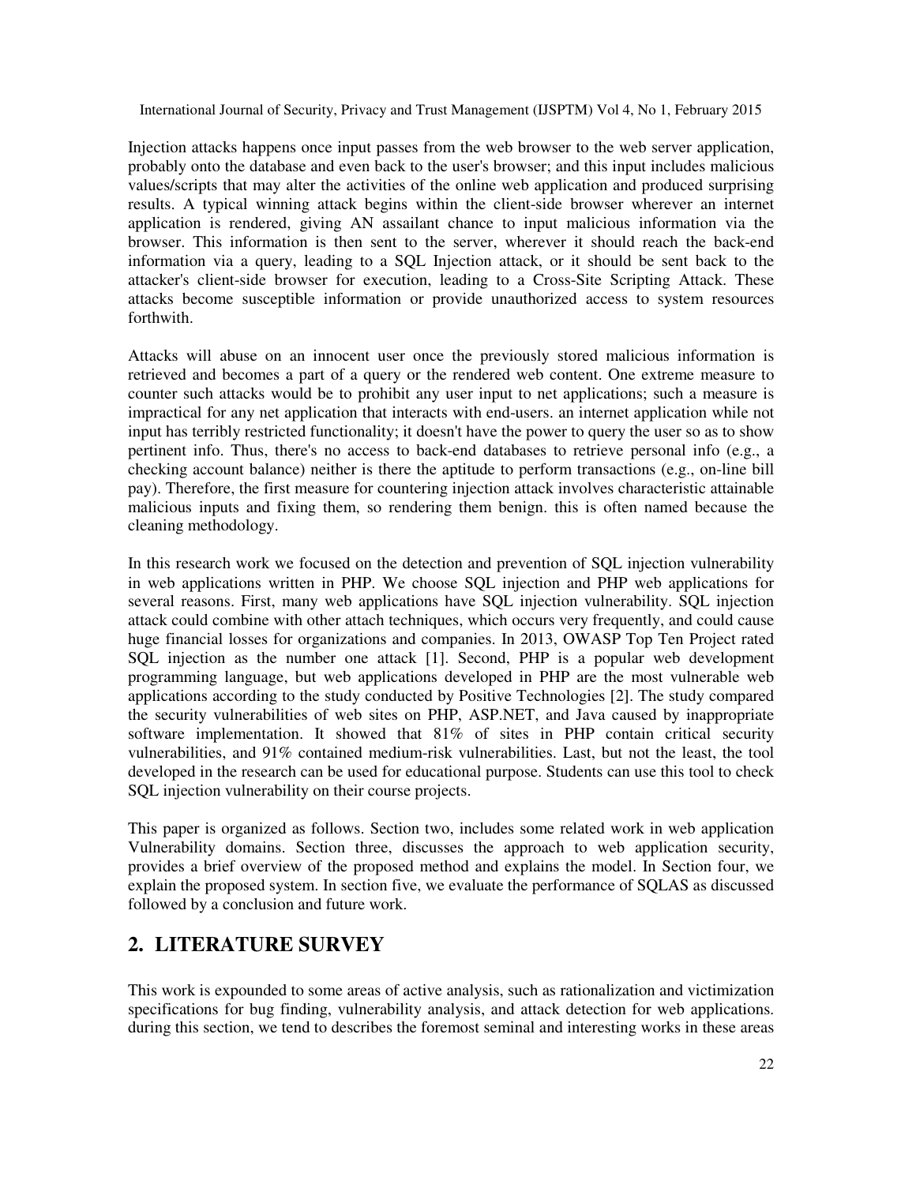Injection attacks happens once input passes from the web browser to the web server application, probably onto the database and even back to the user's browser; and this input includes malicious values/scripts that may alter the activities of the online web application and produced surprising results. A typical winning attack begins within the client-side browser wherever an internet application is rendered, giving AN assailant chance to input malicious information via the browser. This information is then sent to the server, wherever it should reach the back-end information via a query, leading to a SQL Injection attack, or it should be sent back to the attacker's client-side browser for execution, leading to a Cross-Site Scripting Attack. These attacks become susceptible information or provide unauthorized access to system resources forthwith.

Attacks will abuse on an innocent user once the previously stored malicious information is retrieved and becomes a part of a query or the rendered web content. One extreme measure to counter such attacks would be to prohibit any user input to net applications; such a measure is impractical for any net application that interacts with end-users. an internet application while not input has terribly restricted functionality; it doesn't have the power to query the user so as to show pertinent info. Thus, there's no access to back-end databases to retrieve personal info (e.g., a checking account balance) neither is there the aptitude to perform transactions (e.g., on-line bill pay). Therefore, the first measure for countering injection attack involves characteristic attainable malicious inputs and fixing them, so rendering them benign. this is often named because the cleaning methodology.

In this research work we focused on the detection and prevention of SQL injection vulnerability in web applications written in PHP. We choose SQL injection and PHP web applications for several reasons. First, many web applications have SQL injection vulnerability. SQL injection attack could combine with other attach techniques, which occurs very frequently, and could cause huge financial losses for organizations and companies. In 2013, OWASP Top Ten Project rated SQL injection as the number one attack [1]. Second, PHP is a popular web development programming language, but web applications developed in PHP are the most vulnerable web applications according to the study conducted by Positive Technologies [2]. The study compared the security vulnerabilities of web sites on PHP, ASP.NET, and Java caused by inappropriate software implementation. It showed that 81% of sites in PHP contain critical security vulnerabilities, and 91% contained medium-risk vulnerabilities. Last, but not the least, the tool developed in the research can be used for educational purpose. Students can use this tool to check SQL injection vulnerability on their course projects.

This paper is organized as follows. Section two, includes some related work in web application Vulnerability domains. Section three, discusses the approach to web application security, provides a brief overview of the proposed method and explains the model. In Section four, we explain the proposed system. In section five, we evaluate the performance of SQLAS as discussed followed by a conclusion and future work.

## 2. LITERATURE SURVEY

This work is expounded to some areas of active analysis, such as rationalization and victimization specifications for bug finding, vulnerability analysis, and attack detection for web applications. during this section, we tend to describes the foremost seminal and interesting works in these areas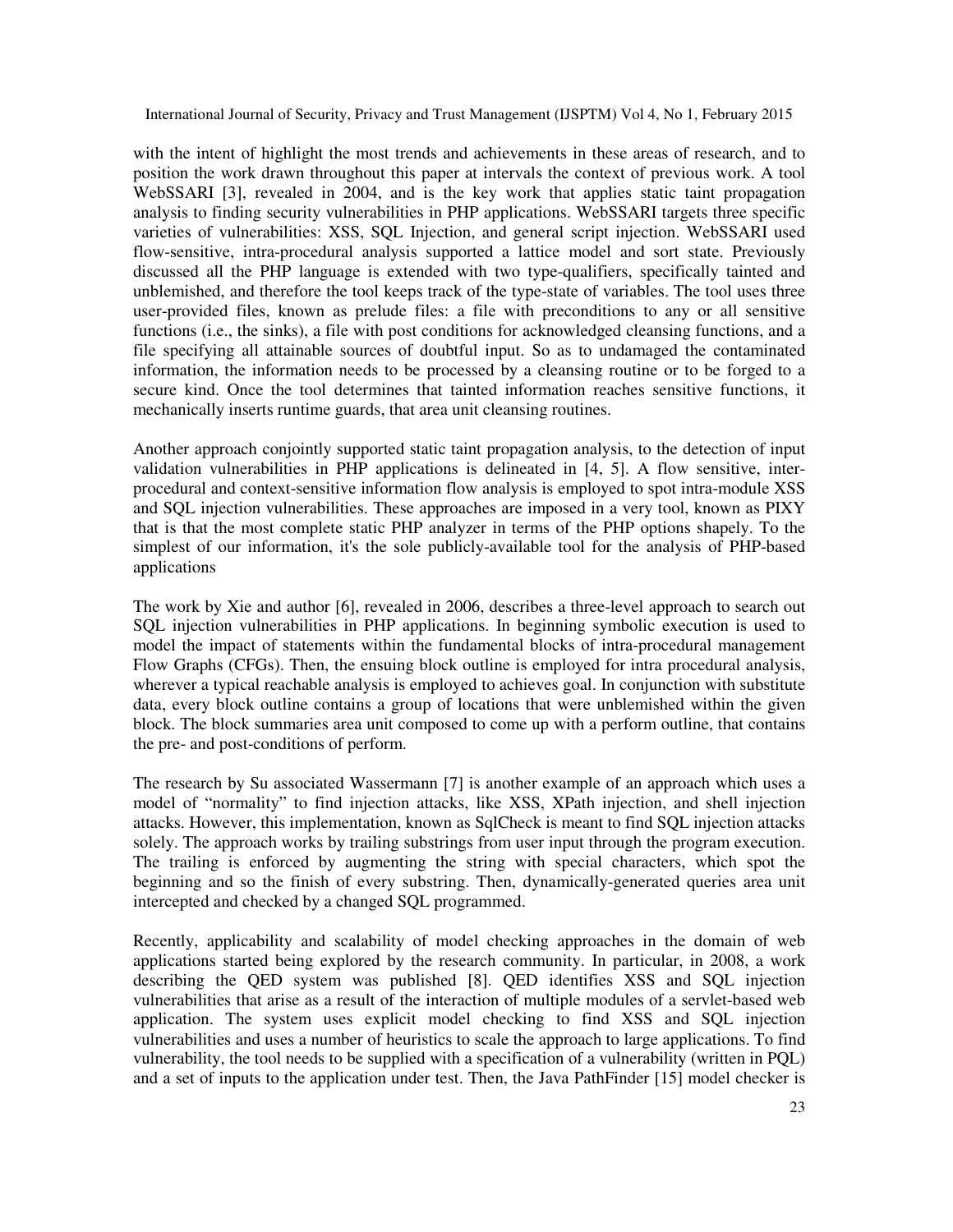with the intent of highlight the most trends and achievements in these areas of research, and to position the work drawn throughout this paper at intervals the context of previous work. A tool WebSSARI [3], revealed in 2004, and is the key work that applies static taint propagation analysis to finding security vulnerabilities in PHP applications. WebSSARI targets three specific varieties of vulnerabilities: XSS, SQL Injection, and general script injection. WebSSARI used flow-sensitive, intra-procedural analysis supported a lattice model and sort state. Previously discussed all the PHP language is extended with two type-qualifiers, specifically tainted and unblemished, and therefore the tool keeps track of the type-state of variables. The tool uses three user-provided files, known as prelude files: a file with preconditions to any or all sensitive functions (i.e., the sinks), a file with post conditions for acknowledged cleansing functions, and a file specifying all attainable sources of doubtful input. So as to undamaged the contaminated information, the information needs to be processed by a cleansing routine or to be forged to a secure kind. Once the tool determines that tainted information reaches sensitive functions, it mechanically inserts runtime guards, that area unit cleansing routines.

Another approach conjointly supported static taint propagation analysis, to the detection of input validation vulnerabilities in PHP applications is delineated in [4, 5]. A flow sensitive, inter-procedural and context-sensitive information flow analysis is employed to spot intra-module XSS and SQL injection vulnerabilities. These approaches are imposed in a very tool, known as PIXY that is that the most complete static PHP analyzer in terms of the PHP options shapely. To the simplest of our information, it's the sole publicly-available tool for the analysis of PHP-based applications

The work by Xie and author [6], revealed in 2006, describes a three-level approach to search out SQL injection vulnerabilities in PHP applications. In beginning symbolic execution is used to model the impact of statements within the fundamental blocks of intra-procedural management Flow Graphs (CFGs). Then, the ensuing block outline is employed for intra procedural analysis, wherever a typical reachable analysis is employed to achieves goal. In conjunction with substitute data, every block outline contains a group of locations that were unblemished within the given block. The block summaries area unit composed to come up with a perform outline, that contains the pre- and post-conditions of perform.

The research by Su associated Wassermann [7] is another example of an approach which uses a model of "normality" to find injection attacks, like XSS, XPath injection, and shell injection attacks. However, this implementation, known as SqlCheck is meant to find SQL injection attacks solely. The approach works by trailing substrings from user input through the program execution. The trailing is enforced by augmenting the string with special characters, which spot the beginning and so the finish of every substring. Then, dynamically-generated queries area unit intercepted and checked by a changed SQL programmed.

Recently, applicability and scalability of model checking approaches in the domain of web applications started being explored by the research community. In particular, in 2008, a work describing the QED system was published [8]. QED identifies XSS and SQL injection vulnerabilities that arise as a result of the interaction of multiple modules of a servlet-based web application. The system uses explicit model checking to find XSS and SQL injection vulnerabilities and uses a number of heuristics to scale the approach to large applications. To find vulnerability, the tool needs to be supplied with a specification of a vulnerability (written in PQL) and a set of inputs to the application under test. Then, the Java PathFinder [15] model checker is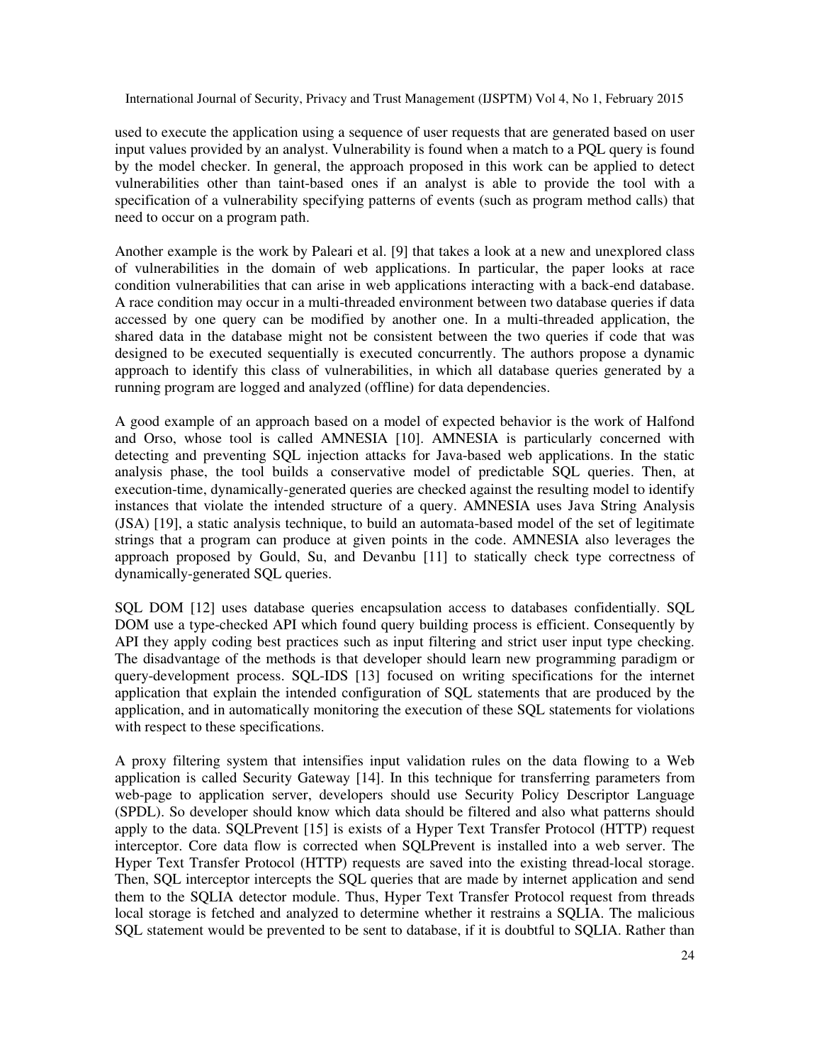used to execute the application using a sequence of user requests that are generated based on user input values provided by an analyst. Vulnerability is found when a match to a PQL query is found by the model checker. In general, the approach proposed in this work can be applied to detect vulnerabilities other than taint-based ones if an analyst is able to provide the tool with a specification of a vulnerability specifying patterns of events (such as program method calls) that need to occur on a program path.

Another example is the work by Paleari et al. [9] that takes a look at a new and unexplored class of vulnerabilities in the domain of web applications. In particular, the paper looks at race condition vulnerabilities that can arise in web applications interacting with a back-end database. A race condition may occur in a multi-threaded environment between two database queries if data accessed by one query can be modified by another one. In a multi-threaded application, the shared data in the database might not be consistent between the two queries if code that was designed to be executed sequentially is executed concurrently. The authors propose a dynamic approach to identify this class of vulnerabilities, in which all database queries generated by a running program are logged and analyzed (offline) for data dependencies.

A good example of an approach based on a model of expected behavior is the work of Halfond and Orso, whose tool is called AMNESIA [10]. AMNESIA is particularly concerned with detecting and preventing SQL injection attacks for Java-based web applications. In the static analysis phase, the tool builds a conservative model of predictable SQL queries. Then, at execution-time, dynamically-generated queries are checked against the resulting model to identify instances that violate the intended structure of a query. AMNESIA uses Java String Analysis (JSA) [19], a static analysis technique, to build an automata-based model of the set of legitimate strings that a program can produce at given points in the code. AMNESIA also leverages the approach proposed by Gould, Su, and Devanbu [11] to statically check type correctness of dynamically-generated SQL queries.

SQL DOM [12] uses database queries encapsulation access to databases confidentially. SQL DOM use a type-checked API which found query building process is efficient. Consequently by API they apply coding best practices such as input filtering and strict user input type checking. The disadvantage of the methods is that developer should learn new programming paradigm or query-development process. SQL-IDS [13] focused on writing specifications for the internet application that explain the intended configuration of SQL statements that are produced by the application, and in automatically monitoring the execution of these SQL statements for violations with respect to these specifications.

A proxy filtering system that intensifies input validation rules on the data flowing to a Web application is called Security Gateway [14]. In this technique for transferring parameters from web-page to application server, developers should use Security Policy Descriptor Language (SPDL). So developer should know which data should be filtered and also what patterns should apply to the data. SQLPrevent [15] is exists of a Hyper Text Transfer Protocol (HTTP) request interceptor. Core data flow is corrected when SQLPrevent is installed into a web server. The Hyper Text Transfer Protocol (HTTP) requests are saved into the existing thread-local storage. Then, SQL interceptor intercepts the SQL queries that are made by internet application and send them to the SQLIA detector module. Thus, Hyper Text Transfer Protocol request from threads local storage is fetched and analyzed to determine whether it restrains a SQLIA. The malicious SQL statement would be prevented to be sent to database, if it is doubtful to SQLIA. Rather than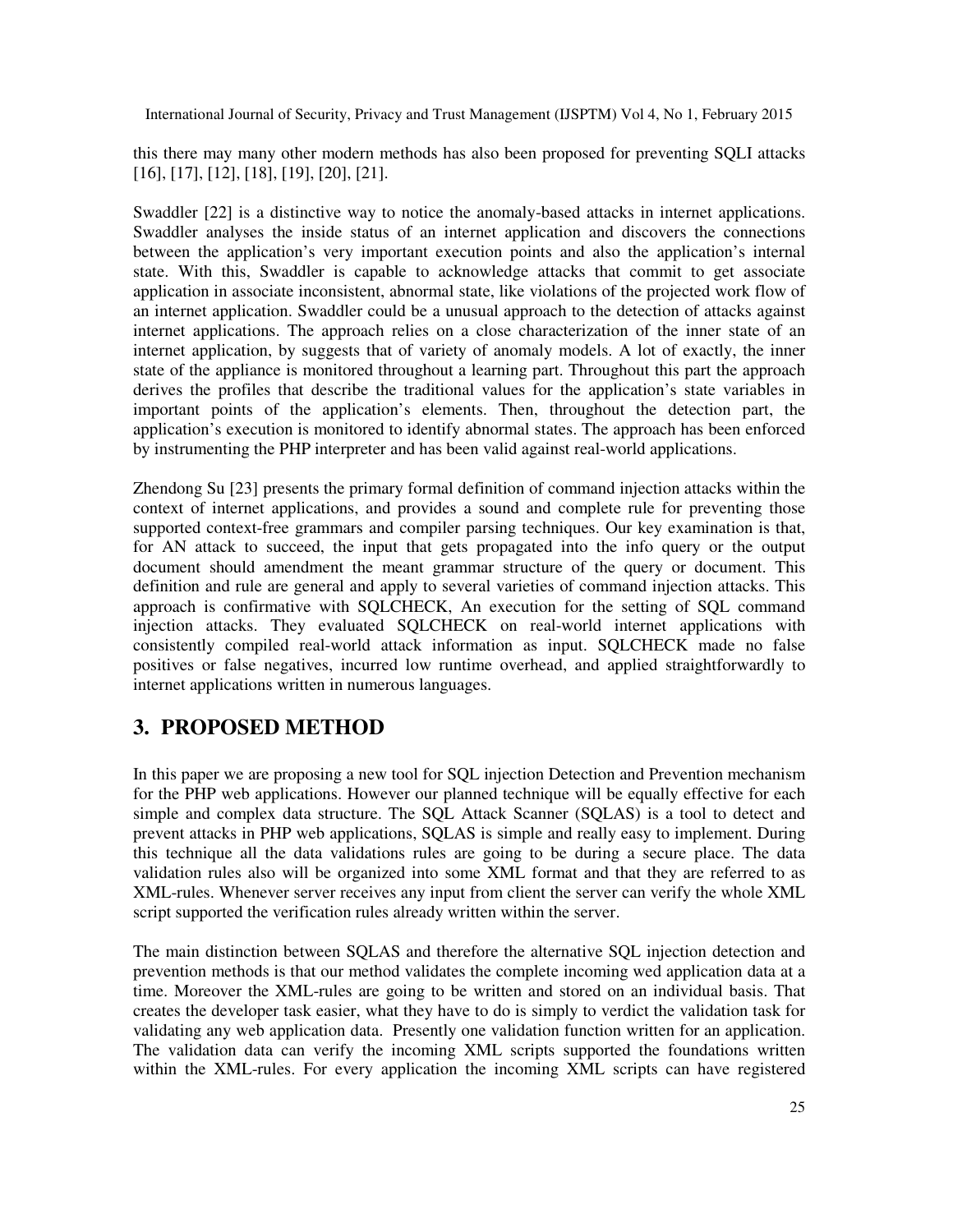this there may many other modern methods has also been proposed for preventing SQLI attacks [16], [17], [12], [18], [19], [20], [21].

Swaddler [22] is a distinctive way to notice the anomaly-based attacks in internet applications. Swaddler analyses the inside status of an internet application and discovers the connections between the application's very important execution points and also the application's internal state. With this, Swaddler is capable to acknowledge attacks that commit to get associate application in associate inconsistent, abnormal state, like violations of the projected work flow of an internet application. Swaddler could be a unusual approach to the detection of attacks against internet applications. The approach relies on a close characterization of the inner state of an internet application, by suggests that of variety of anomaly models. A lot of exactly, the inner state of the appliance is monitored throughout a learning part. Throughout this part the approach derives the profiles that describe the traditional values for the application's state variables in important points of the application's elements. Then, throughout the detection part, the application's execution is monitored to identify abnormal states. The approach has been enforced by instrumenting the PHP interpreter and has been valid against real-world applications.

Zhendong Su [23] presents the primary formal definition of command injection attacks within the context of internet applications, and provides a sound and complete rule for preventing those supported context-free grammars and compiler parsing techniques. Our key examination is that, for AN attack to succeed, the input that gets propagated into the info query or the output document should amendment the meant grammar structure of the query or document. This definition and rule are general and apply to several varieties of command injection attacks. This approach is confirmative with SQLCHECK, An execution for the setting of SQL command injection attacks. They evaluated SQLCHECK on real-world internet applications with consistently compiled real-world attack information as input. SQLCHECK made no false positives or false negatives, incurred low runtime overhead, and applied straightforwardly to internet applications written in numerous languages.

## 3. PROPOSED METHOD

In this paper we are proposing a new tool for SQL injection Detection and Prevention mechanism for the PHP web applications. However our planned technique will be equally effective for each simple and complex data structure. The SQL Attack Scanner (SQLAS) is a tool to detect and prevent attacks in PHP web applications, SQLAS is simple and really easy to implement. During this technique all the data validations rules are going to be during a secure place. The data validation rules also will be organized into some XML format and that they are referred to as XML-rules. Whenever server receives any input from client the server can verify the whole XML script supported the verification rules already written within the server.

The main distinction between SQLAS and therefore the alternative SQL injection detection and prevention methods is that our method validates the complete incoming wed application data at a time. Moreover the XML-rules are going to be written and stored on an individual basis. That creates the developer task easier, what they have to do is simply to verdict the validation task for validating any web application data. Presently one validation function written for an application. The validation data can verify the incoming XML scripts supported the foundations written within the XML-rules. For every application the incoming XML scripts can have registered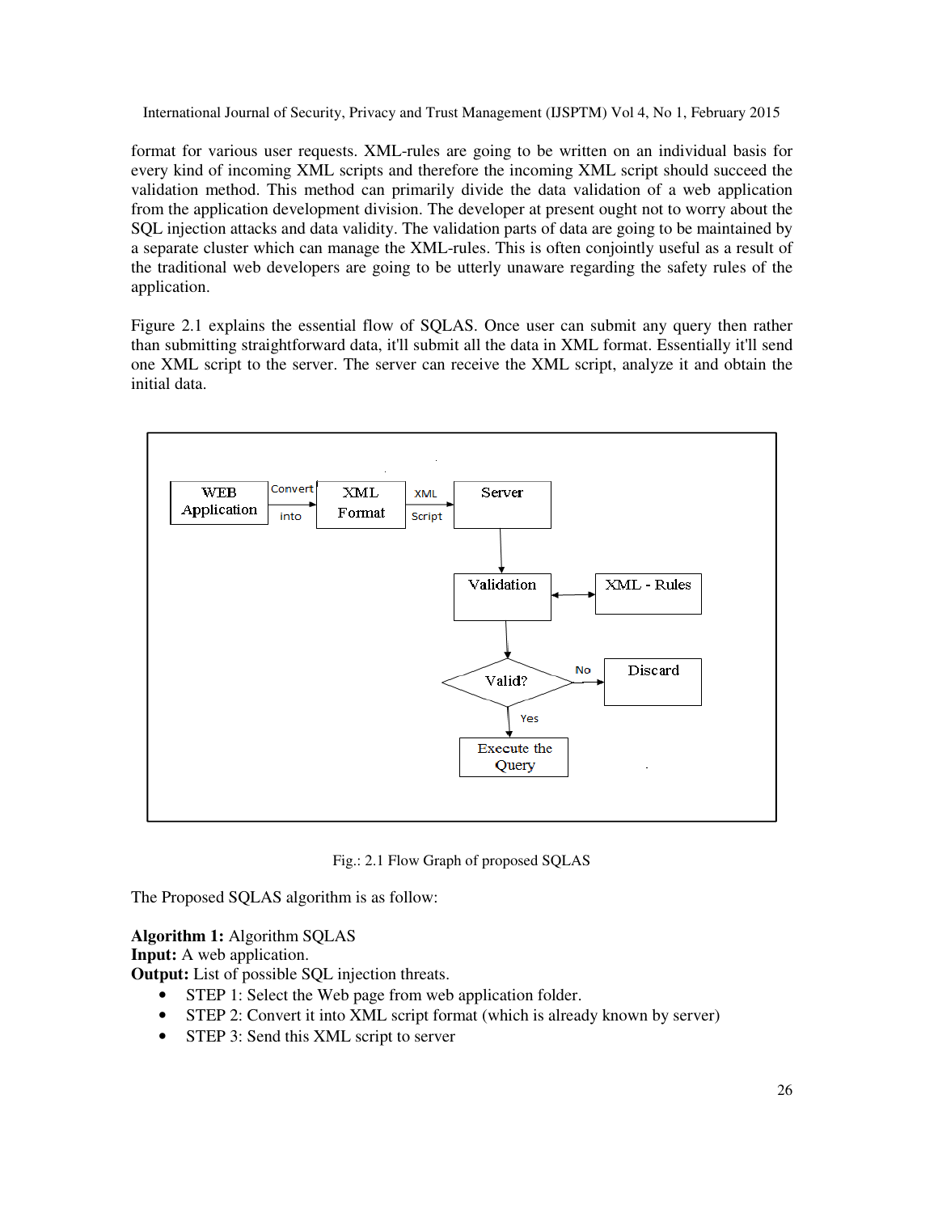format for various user requests. XML-rules are going to be written on an individual basis for every kind of incoming XML scripts and therefore the incoming XML script should succeed the validation method. This method can primarily divide the data validation of a web application from the application development division. The developer at present ought not to worry about the SQL injection attacks and data validity. The validation parts of data are going to be maintained by a separate cluster which can manage the XML-rules. This is often conjointly useful as a result of the traditional web developers are going to be utterly unaware regarding the safety rules of the application.

Figure 2.1 explains the essential flow of SQLAS. Once user can submit any query then rather than submitting straightforward data, it'll submit all the data in XML format. Essentially it'll send one XML script to the server. The server can receive the XML script, analyze it and obtain the initial data.

Fig.: 2.1 Flow Graph of proposed SQLAS

The Proposed SQLAS algorithm is as follow:

**Algorithm 1:** Algorithm SQLAS
**Input:** A web application.
**Output:** List of possible SQL injection threats.

- STEP 1: Select the Web page from web application folder.
- STEP 2: Convert it into XML script format (which is already known by server)
- STEP 3: Send this XML script to server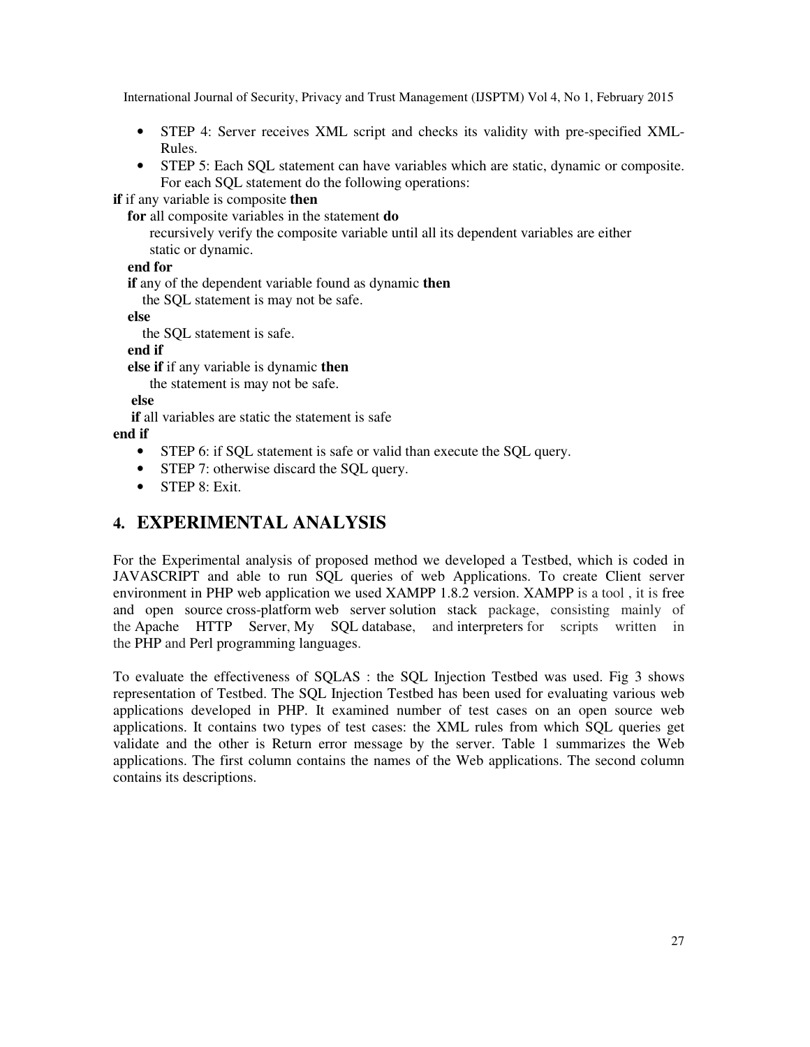- STEP 4: Server receives XML script and checks its validity with pre-specified XML-Rules.
- STEP 5: Each SQL statement can have variables which are static, dynamic or composite. For each SQL statement do the following operations:

```
if if any variable is composite then
   for all composite variables in the statement do
       recursively verify the composite variable until all its dependent variables are either
       static or dynamic.
   end for
   if any of the dependent variable found as dynamic then
      the SQL statement is may not be safe.
   else
      the SQL statement is safe.
   end if
   else if if any variable is dynamic then
       the statement is may not be safe.
   else
   if all variables are static the statement is safe
end if
```

- STEP 6: if SQL statement is safe or valid than execute the SQL query.
- STEP 7: otherwise discard the SQL query.
- STEP 8: Exit.

# 4. EXPERIMENTAL ANALYSIS

For the Experimental analysis of proposed method we developed a Testbed, which is coded in JAVASCRIPT and able to run SQL queries of web Applications. To create Client server environment in PHP web application we used XAMPP 1.8.2 version. XAMPP is a tool , it is free and open source cross-platform web server solution stack package, consisting mainly of the Apache HTTP Server, My SQL database, and interpreters for scripts written in the PHP and Perl programming languages.

To evaluate the effectiveness of SQLAS : the SQL Injection Testbed was used. Fig 3 shows representation of Testbed. The SQL Injection Testbed has been used for evaluating various web applications developed in PHP. It examined number of test cases on an open source web applications. It contains two types of test cases: the XML rules from which SQL queries get validate and the other is Return error message by the server. Table 1 summarizes the Web applications. The first column contains the names of the Web applications. The second column contains its descriptions.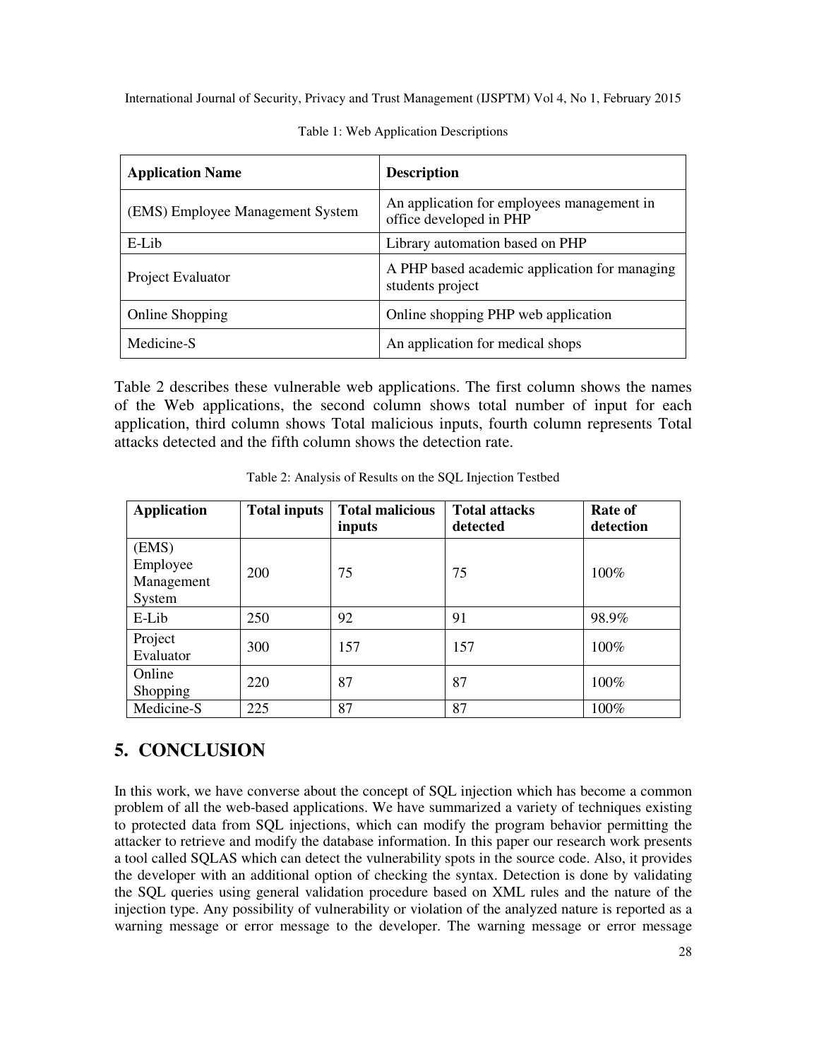Table 1: Web Application Descriptions

| Application Name | Description |
|---|---|
| (EMS) Employee Management System | An application for employees management in office developed in PHP |
| E-Lib | Library automation based on PHP |
| Project Evaluator | A PHP based academic application for managing students project |
| Online Shopping | Online shopping PHP web application |
| Medicine-S | An application for medical shops |

Table 2 describes these vulnerable web applications. The first column shows the names of the Web applications, the second column shows total number of input for each application, third column shows Total malicious inputs, fourth column represents Total attacks detected and the fifth column shows the detection rate.

Table 2: Analysis of Results on the SQL Injection Testbed

| Application | Total inputs | Total malicious inputs | Total attacks detected | Rate of detection |
|---|---|---|---|---|
| (EMS) Employee Management System | 200 | 75 | 75 | 100% |
| E-Lib | 250 | 92 | 91 | 98.9% |
| Project Evaluator | 300 | 157 | 157 | 100% |
| Online Shopping | 220 | 87 | 87 | 100% |
| Medicine-S | 225 | 87 | 87 | 100% |

## 5. CONCLUSION

In this work, we have converse about the concept of SQL injection which has become a common problem of all the web-based applications. We have summarized a variety of techniques existing to protected data from SQL injections, which can modify the program behavior permitting the attacker to retrieve and modify the database information. In this paper our research work presents a tool called SQLAS which can detect the vulnerability spots in the source code. Also, it provides the developer with an additional option of checking the syntax. Detection is done by validating the SQL queries using general validation procedure based on XML rules and the nature of the injection type. Any possibility of vulnerability or violation of the analyzed nature is reported as a warning message or error message to the developer. The warning message or error message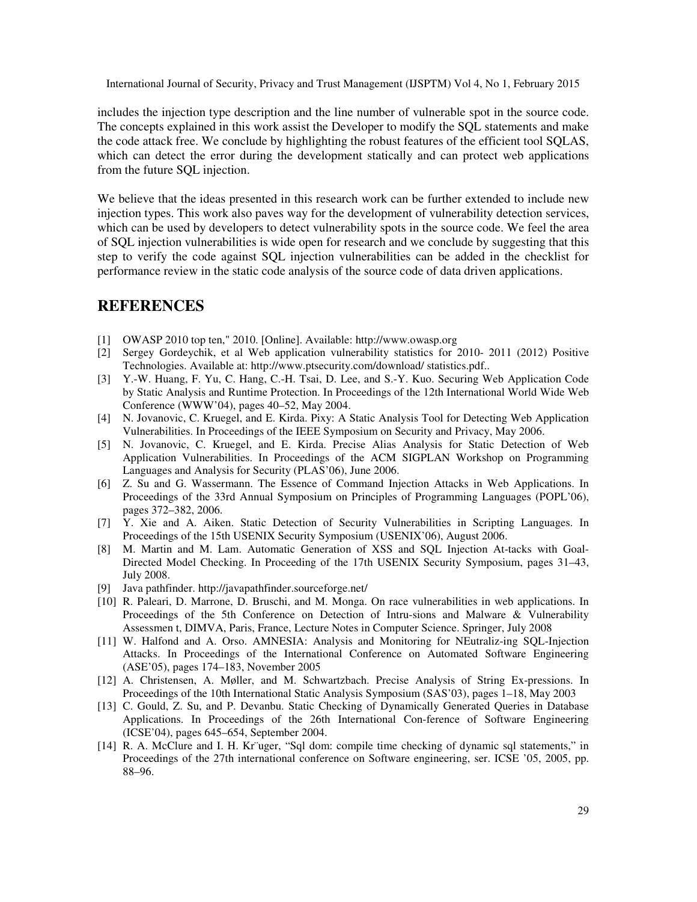includes the injection type description and the line number of vulnerable spot in the source code. The concepts explained in this work assist the Developer to modify the SQL statements and make the code attack free. We conclude by highlighting the robust features of the efficient tool SQLAS, which can detect the error during the development statically and can protect web applications from the future SQL injection.

We believe that the ideas presented in this research work can be further extended to include new injection types. This work also paves way for the development of vulnerability detection services, which can be used by developers to detect vulnerability spots in the source code. We feel the area of SQL injection vulnerabilities is wide open for research and we conclude by suggesting that this step to verify the code against SQL injection vulnerabilities can be added in the checklist for performance review in the static code analysis of the source code of data driven applications.

## REFERENCES

[1] OWASP 2010 top ten," 2010. [Online]. Available: http://www.owasp.org

[2] Sergey Gordeychik, et al Web application vulnerability statistics for 2010- 2011 (2012) Positive Technologies. Available at: http://www.ptsecurity.com/download/ statistics.pdf..

[3] Y.-W. Huang, F. Yu, C. Hang, C.-H. Tsai, D. Lee, and S.-Y. Kuo. Securing Web Application Code by Static Analysis and Runtime Protection. In Proceedings of the 12th International World Wide Web Conference (WWW'04), pages 40–52, May 2004.

[4] N. Jovanovic, C. Kruegel, and E. Kirda. Pixy: A Static Analysis Tool for Detecting Web Application Vulnerabilities. In Proceedings of the IEEE Symposium on Security and Privacy, May 2006.

[5] N. Jovanovic, C. Kruegel, and E. Kirda. Precise Alias Analysis for Static Detection of Web Application Vulnerabilities. In Proceedings of the ACM SIGPLAN Workshop on Programming Languages and Analysis for Security (PLAS'06), June 2006.

[6] Z. Su and G. Wassermann. The Essence of Command Injection Attacks in Web Applications. In Proceedings of the 33rd Annual Symposium on Principles of Programming Languages (POPL'06), pages 372–382, 2006.

[7] Y. Xie and A. Aiken. Static Detection of Security Vulnerabilities in Scripting Languages. In Proceedings of the 15th USENIX Security Symposium (USENIX'06), August 2006.

[8] M. Martin and M. Lam. Automatic Generation of XSS and SQL Injection At-tacks with Goal-Directed Model Checking. In Proceeding of the 17th USENIX Security Symposium, pages 31–43, July 2008.

[9] Java pathfinder. http://javapathfinder.sourceforge.net/

[10] R. Paleari, D. Marrone, D. Bruschi, and M. Monga. On race vulnerabilities in web applications. In Proceedings of the 5th Conference on Detection of Intru-sions and Malware & Vulnerability Assessmen t, DIMVA, Paris, France, Lecture Notes in Computer Science. Springer, July 2008

[11] W. Halfond and A. Orso. AMNESIA: Analysis and Monitoring for NEutraliz-ing SQL-Injection Attacks. In Proceedings of the International Conference on Automated Software Engineering (ASE'05), pages 174–183, November 2005

[12] A. Christensen, A. Møller, and M. Schwartzbach. Precise Analysis of String Ex-pressions. In Proceedings of the 10th International Static Analysis Symposium (SAS'03), pages 1–18, May 2003

[13] C. Gould, Z. Su, and P. Devanbu. Static Checking of Dynamically Generated Queries in Database Applications. In Proceedings of the 26th International Con-ference of Software Engineering (ICSE'04), pages 645–654, September 2004.

[14] R. A. McClure and I. H. Kr¨uger, "Sql dom: compile time checking of dynamic sql statements," in Proceedings of the 27th international conference on Software engineering, ser. ICSE '05, 2005, pp. 88–96.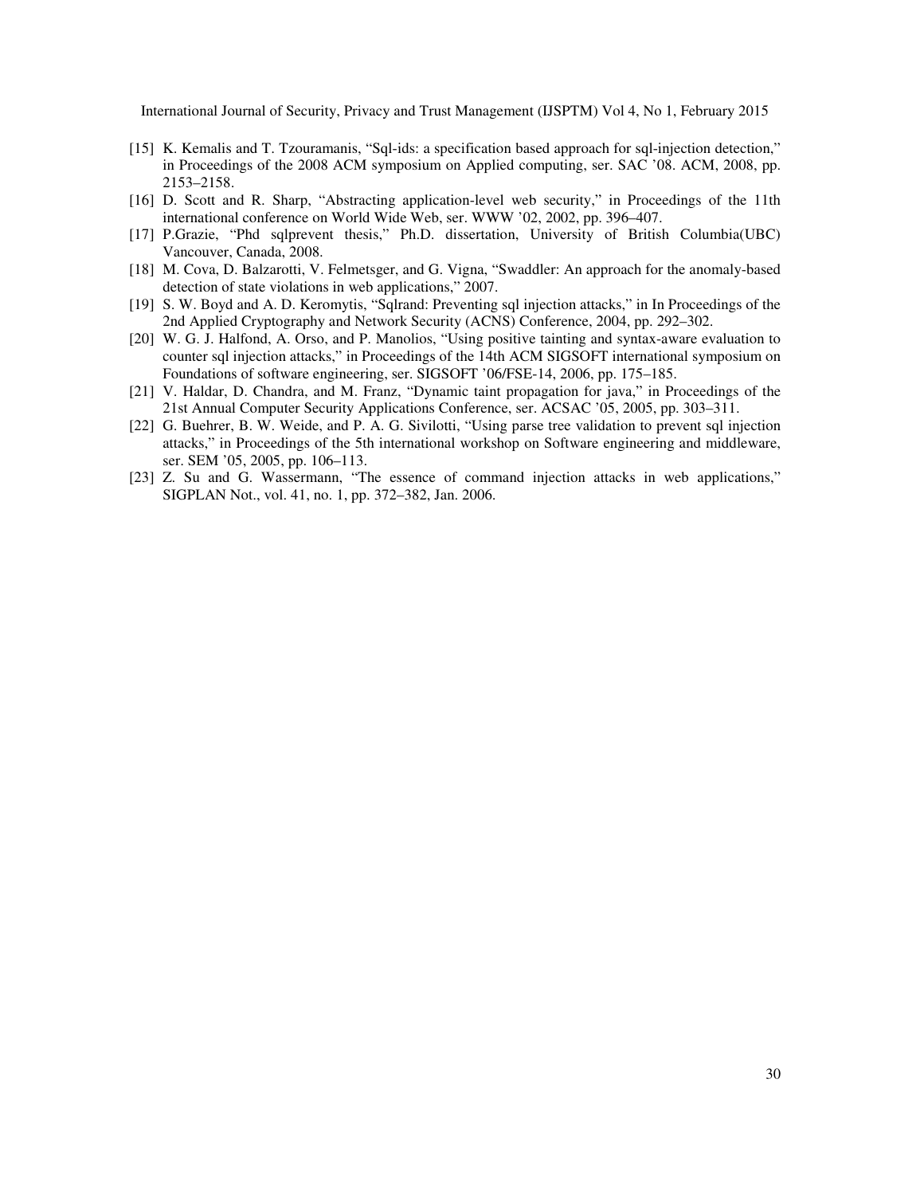[15] K. Kemalis and T. Tzouramanis, "Sql-ids: a specification based approach for sql-injection detection," in Proceedings of the 2008 ACM symposium on Applied computing, ser. SAC '08. ACM, 2008, pp. 2153–2158.

[16] D. Scott and R. Sharp, "Abstracting application-level web security," in Proceedings of the 11th international conference on World Wide Web, ser. WWW '02, 2002, pp. 396–407.

[17] P.Grazie, "Phd sqlprevent thesis," Ph.D. dissertation, University of British Columbia(UBC) Vancouver, Canada, 2008.

[18] M. Cova, D. Balzarotti, V. Felmetsger, and G. Vigna, "Swaddler: An approach for the anomaly-based detection of state violations in web applications," 2007.

[19] S. W. Boyd and A. D. Keromytis, "Sqlrand: Preventing sql injection attacks," in In Proceedings of the 2nd Applied Cryptography and Network Security (ACNS) Conference, 2004, pp. 292–302.

[20] W. G. J. Halfond, A. Orso, and P. Manolios, "Using positive tainting and syntax-aware evaluation to counter sql injection attacks," in Proceedings of the 14th ACM SIGSOFT international symposium on Foundations of software engineering, ser. SIGSOFT '06/FSE-14, 2006, pp. 175–185.

[21] V. Haldar, D. Chandra, and M. Franz, "Dynamic taint propagation for java," in Proceedings of the 21st Annual Computer Security Applications Conference, ser. ACSAC '05, 2005, pp. 303–311.

[22] G. Buehrer, B. W. Weide, and P. A. G. Sivilotti, "Using parse tree validation to prevent sql injection attacks," in Proceedings of the 5th international workshop on Software engineering and middleware, ser. SEM '05, 2005, pp. 106–113.

[23] Z. Su and G. Wassermann, "The essence of command injection attacks in web applications," SIGPLAN Not., vol. 41, no. 1, pp. 372–382, Jan. 2006.